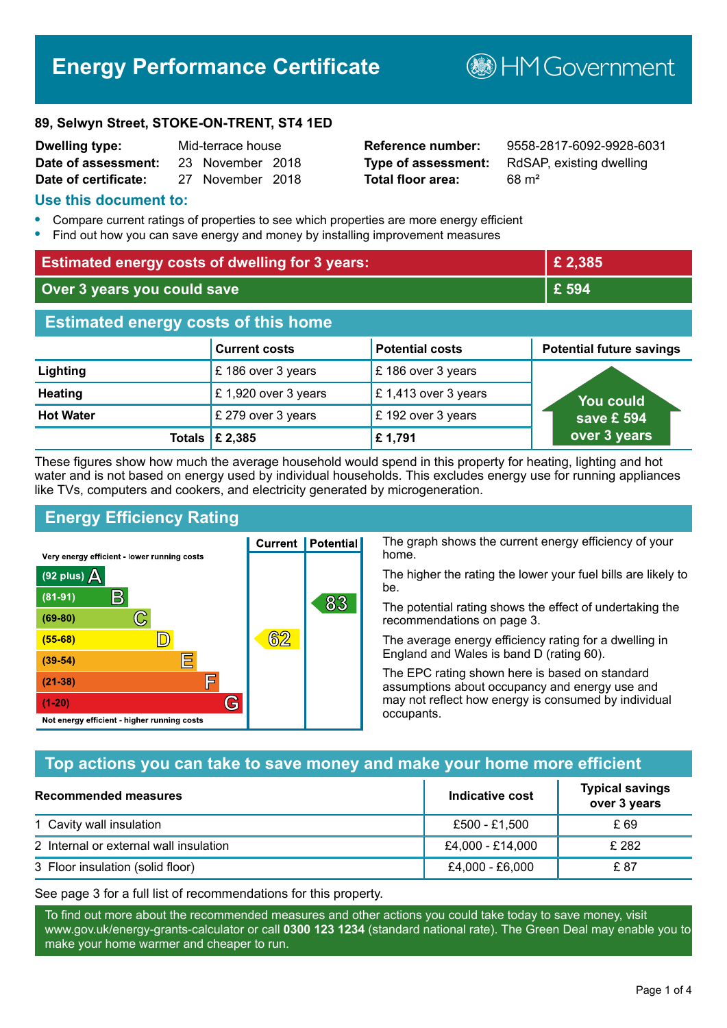# Energy Performance Certificate

HM Government

**89, Selwyn Street, STOKE-ON-TRENT, ST4 1ED**

| | | | |
|---|---|---|---|
| **Dwelling type:** | Mid-terrace house | **Reference number:** | 9558-2817-6092-9928-6031 |
| **Date of assessment:** | 23 November 2018 | **Type of assessment:** | RdSAP, existing dwelling |
| **Date of certificate:** | 27 November 2018 | **Total floor area:** | 68 m² |

## Use this document to:

- Compare current ratings of properties to see which properties are more energy efficient
- Find out how you can save energy and money by installing improvement measures

| | |
|---|---|
| **Estimated energy costs of dwelling for 3 years:** | **£ 2,385** |
| **Over 3 years you could save** | **£ 594** |

## Estimated energy costs of this home

| | Current costs | Potential costs | Potential future savings |
|---|---|---|---|
| **Lighting** | £ 186 over 3 years | £ 186 over 3 years | You could save £ 594 over 3 years |
| **Heating** | £ 1,920 over 3 years | £ 1,413 over 3 years | |
| **Hot Water** | £ 279 over 3 years | £ 192 over 3 years | |
| **Totals** | **£ 2,385** | **£ 1,791** | |

These figures show how much the average household would spend in this property for heating, lighting and hot water and is not based on energy used by individual households. This excludes energy use for running appliances like TVs, computers and cookers, and electricity generated by microgeneration.

## Energy Efficiency Rating

| Rating | Current | Potential |
|---|---|---|
| Very energy efficient - lower running costs | | |
| (92 plus) A | | |
| (81-91) B | | 83 |
| (69-80) C | | |
| (55-68) D | 62 | |
| (39-54) E | | |
| (21-38) F | | |
| (1-20) G | | |
| Not energy efficient - higher running costs | | |

The graph shows the current energy efficiency of your home.

The higher the rating the lower your fuel bills are likely to be.

The potential rating shows the effect of undertaking the recommendations on page 3.

The average energy efficiency rating for a dwelling in England and Wales is band D (rating 60).

The EPC rating shown here is based on standard assumptions about occupancy and energy use and may not reflect how energy is consumed by individual occupants.

## Top actions you can take to save money and make your home more efficient

| Recommended measures | Indicative cost | Typical savings over 3 years |
|---|---|---|
| 1 Cavity wall insulation | £500 - £1,500 | £ 69 |
| 2 Internal or external wall insulation | £4,000 - £14,000 | £ 282 |
| 3 Floor insulation (solid floor) | £4,000 - £6,000 | £ 87 |

See page 3 for a full list of recommendations for this property.

To find out more about the recommended measures and other actions you could take today to save money, visit www.gov.uk/energy-grants-calculator or call **0300 123 1234** (standard national rate). The Green Deal may enable you to make your home warmer and cheaper to run.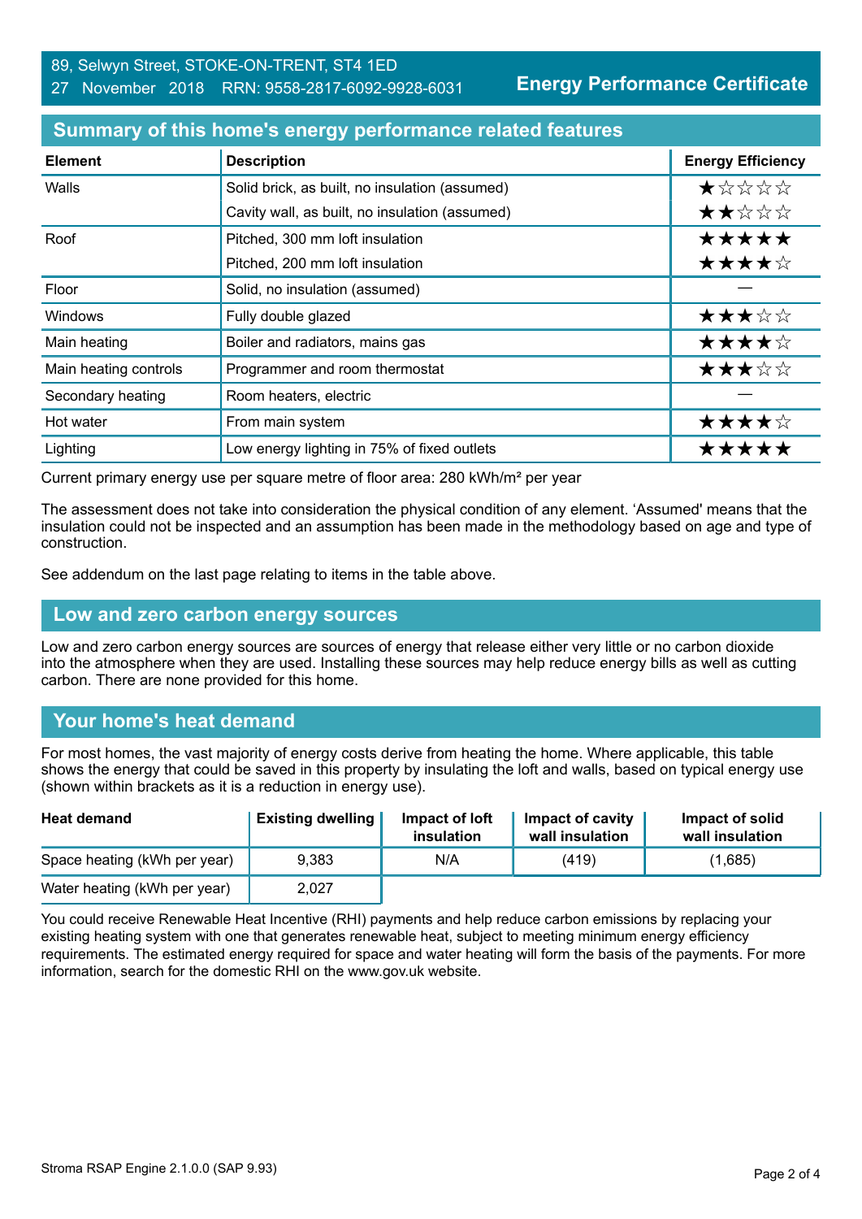89, Selwyn Street, STOKE-ON-TRENT, ST4 1ED
27 November 2018 RRN: 9558-2817-6092-9928-6031

**Energy Performance Certificate**

## Summary of this home's energy performance related features

| Element | Description | Energy Efficiency |
|---|---|---|
| Walls | Solid brick, as built, no insulation (assumed) | ★☆☆☆☆ |
| | Cavity wall, as built, no insulation (assumed) | ★★☆☆☆ |
| Roof | Pitched, 300 mm loft insulation | ★★★★★ |
| | Pitched, 200 mm loft insulation | ★★★★☆ |
| Floor | Solid, no insulation (assumed) | — |
| Windows | Fully double glazed | ★★★☆☆ |
| Main heating | Boiler and radiators, mains gas | ★★★★☆ |
| Main heating controls | Programmer and room thermostat | ★★★☆☆ |
| Secondary heating | Room heaters, electric | — |
| Hot water | From main system | ★★★★☆ |
| Lighting | Low energy lighting in 75% of fixed outlets | ★★★★★ |

Current primary energy use per square metre of floor area: 280 kWh/m² per year

The assessment does not take into consideration the physical condition of any element. 'Assumed' means that the insulation could not be inspected and an assumption has been made in the methodology based on age and type of construction.

See addendum on the last page relating to items in the table above.

## Low and zero carbon energy sources

Low and zero carbon energy sources are sources of energy that release either very little or no carbon dioxide into the atmosphere when they are used. Installing these sources may help reduce energy bills as well as cutting carbon. There are none provided for this home.

## Your home's heat demand

For most homes, the vast majority of energy costs derive from heating the home. Where applicable, this table shows the energy that could be saved in this property by insulating the loft and walls, based on typical energy use (shown within brackets as it is a reduction in energy use).

| Heat demand | Existing dwelling | Impact of loft insulation | Impact of cavity wall insulation | Impact of solid wall insulation |
|---|---|---|---|---|
| Space heating (kWh per year) | 9,383 | N/A | (419) | (1,685) |
| Water heating (kWh per year) | 2,027 | | | |

You could receive Renewable Heat Incentive (RHI) payments and help reduce carbon emissions by replacing your existing heating system with one that generates renewable heat, subject to meeting minimum energy efficiency requirements. The estimated energy required for space and water heating will form the basis of the payments. For more information, search for the domestic RHI on the www.gov.uk website.

Stroma RSAP Engine 2.1.0.0 (SAP 9.93)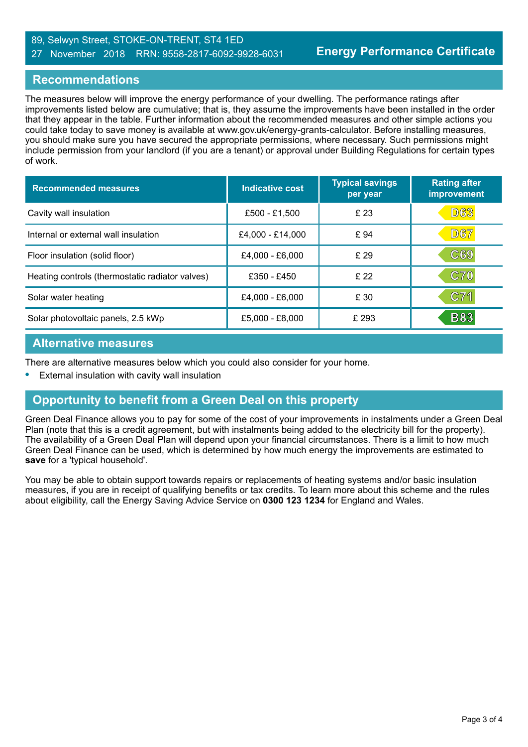## Recommendations

The measures below will improve the energy performance of your dwelling. The performance ratings after improvements listed below are cumulative; that is, they assume the improvements have been installed in the order that they appear in the table. Further information about the recommended measures and other simple actions you could take today to save money is available at www.gov.uk/energy-grants-calculator. Before installing measures, you should make sure you have secured the appropriate permissions, where necessary. Such permissions might include permission from your landlord (if you are a tenant) or approval under Building Regulations for certain types of work.

| Recommended measures | Indicative cost | Typical savings per year | Rating after improvement |
|---|---|---|---|
| Cavity wall insulation | £500 - £1,500 | £ 23 | D63 |
| Internal or external wall insulation | £4,000 - £14,000 | £ 94 | D67 |
| Floor insulation (solid floor) | £4,000 - £6,000 | £ 29 | C69 |
| Heating controls (thermostatic radiator valves) | £350 - £450 | £ 22 | C70 |
| Solar water heating | £4,000 - £6,000 | £ 30 | C71 |
| Solar photovoltaic panels, 2.5 kWp | £5,000 - £8,000 | £ 293 | B83 |

## Alternative measures

There are alternative measures below which you could also consider for your home.

- External insulation with cavity wall insulation

## Opportunity to benefit from a Green Deal on this property

Green Deal Finance allows you to pay for some of the cost of your improvements in instalments under a Green Deal Plan (note that this is a credit agreement, but with instalments being added to the electricity bill for the property). The availability of a Green Deal Plan will depend upon your financial circumstances. There is a limit to how much Green Deal Finance can be used, which is determined by how much energy the improvements are estimated to **save** for a 'typical household'.

You may be able to obtain support towards repairs or replacements of heating systems and/or basic insulation measures, if you are in receipt of qualifying benefits or tax credits. To learn more about this scheme and the rules about eligibility, call the Energy Saving Advice Service on **0300 123 1234** for England and Wales.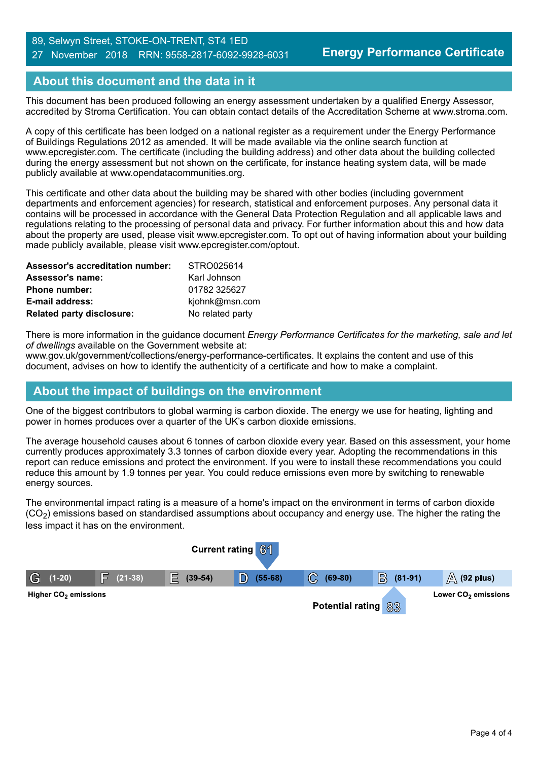89, Selwyn Street, STOKE-ON-TRENT, ST4 1ED
27 November 2018 RRN: 9558-2817-6092-9928-6031

**Energy Performance Certificate**

## About this document and the data in it

This document has been produced following an energy assessment undertaken by a qualified Energy Assessor, accredited by Stroma Certification. You can obtain contact details of the Accreditation Scheme at www.stroma.com.

A copy of this certificate has been lodged on a national register as a requirement under the Energy Performance of Buildings Regulations 2012 as amended. It will be made available via the online search function at www.epcregister.com. The certificate (including the building address) and other data about the building collected during the energy assessment but not shown on the certificate, for instance heating system data, will be made publicly available at www.opendatacommunities.org.

This certificate and other data about the building may be shared with other bodies (including government departments and enforcement agencies) for research, statistical and enforcement purposes. Any personal data it contains will be processed in accordance with the General Data Protection Regulation and all applicable laws and regulations relating to the processing of personal data and privacy. For further information about this and how data about the property are used, please visit www.epcregister.com. To opt out of having information about your building made publicly available, please visit www.epcregister.com/optout.

| | |
|---|---|
| **Assessor's accreditation number:** | STRO025614 |
| **Assessor's name:** | Karl Johnson |
| **Phone number:** | 01782 325627 |
| **E-mail address:** | kjohnk@msn.com |
| **Related party disclosure:** | No related party |

There is more information in the guidance document *Energy Performance Certificates for the marketing, sale and let of dwellings* available on the Government website at: www.gov.uk/government/collections/energy-performance-certificates. It explains the content and use of this document, advises on how to identify the authenticity of a certificate and how to make a complaint.

## About the impact of buildings on the environment

One of the biggest contributors to global warming is carbon dioxide. The energy we use for heating, lighting and power in homes produces over a quarter of the UK's carbon dioxide emissions.

The average household causes about 6 tonnes of carbon dioxide every year. Based on this assessment, your home currently produces approximately 3.3 tonnes of carbon dioxide every year. Adopting the recommendations in this report can reduce emissions and protect the environment. If you were to install these recommendations you could reduce this amount by 1.9 tonnes per year. You could reduce emissions even more by switching to renewable energy sources.

The environmental impact rating is a measure of a home's impact on the environment in terms of carbon dioxide ($CO_2$) emissions based on standardised assumptions about occupancy and energy use. The higher the rating the less impact it has on the environment.

Current rating 61

G (1-20) F (21-38) E (39-54) D (55-68) C (69-80) B (81-91) A (92 plus)

Higher $CO_2$ emissions

Lower $CO_2$ emissions

Potential rating 83